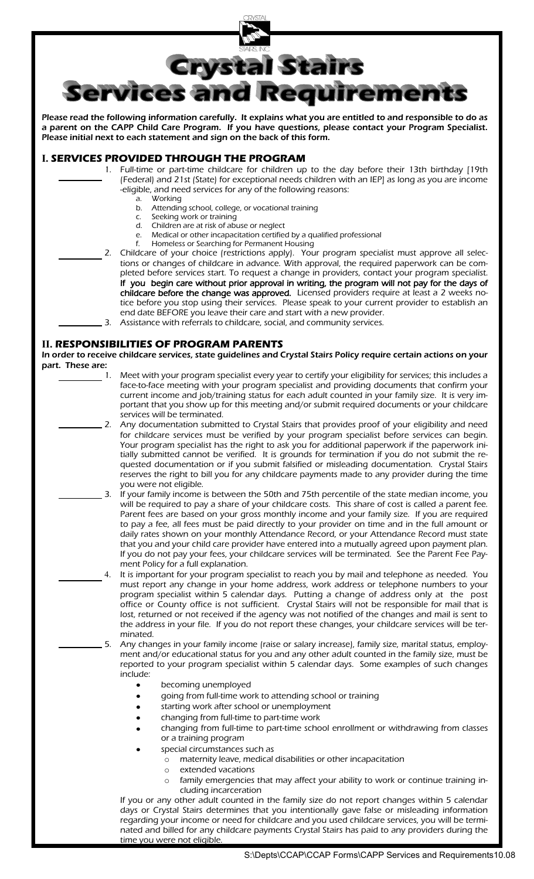# Crystal Stairs Services and Requirements

**Please read the following information carefully. It explains what you are entitled to and responsible to do as a parent on the CAPP Child Care Program. If you have questions, please contact your Program Specialist. Please initial next to each statement and sign on the back of this form.**

## I. SERVICES PROVIDED THROUGH THE PROGRAM

_______ 1. Full-time or part-time childcare for children up to the day before their 13th birthday [19th (Federal) and 21st (State) for exceptional needs children with an IEP] as long as you are income-eligible, and need services for any of the following reasons:

   a. Working
   b. Attending school, college, or vocational training
   c. Seeking work or training
   d. Children are at risk of abuse or neglect
   e. Medical or other incapacitation certified by a qualified professional
   f. Homeless or Searching for Permanent Housing

_______ 2. Childcare of your choice (restrictions apply). Your program specialist must approve all selections or changes of childcare in advance. With approval, the required paperwork can be completed before services start. To request a change in providers, contact your program specialist. **If you begin care without prior approval in writing, the program will not pay for the days of childcare before the change was approved.** Licensed providers require at least a 2 weeks notice before you stop using their services. Please speak to your current provider to establish an end date BEFORE you leave their care and start with a new provider.

_______ 3. Assistance with referrals to childcare, social, and community services.

## II. RESPONSIBILITIES OF PROGRAM PARENTS

**In order to receive childcare services, state guidelines and Crystal Stairs Policy require certain actions on your part. These are:**

_______ 1. Meet with your program specialist every year to certify your eligibility for services; this includes a face-to-face meeting with your program specialist and providing documents that confirm your current income and job/training status for each adult counted in your family size. It is very important that you show up for this meeting and/or submit required documents or your childcare services will be terminated.

_______ 2. Any documentation submitted to Crystal Stairs that provides proof of your eligibility and need for childcare services must be verified by your program specialist before services can begin. Your program specialist has the right to ask you for additional paperwork if the paperwork initially submitted cannot be verified. It is grounds for termination if you do not submit the requested documentation or if you submit falsified or misleading documentation. Crystal Stairs reserves the right to bill you for any childcare payments made to any provider during the time you were not eligible.

_______ 3. If your family income is between the 50th and 75th percentile of the state median income, you will be required to pay a share of your childcare costs. This share of cost is called a parent fee. Parent fees are based on your gross monthly income and your family size. If you are required to pay a fee, all fees must be paid directly to your provider on time and in the full amount or daily rates shown on your monthly Attendance Record, or your Attendance Record must state that you and your child care provider have entered into a mutually agreed upon payment plan. If you do not pay your fees, your childcare services will be terminated. See the Parent Fee Payment Policy for a full explanation.

_______ 4. It is important for your program specialist to reach you by mail and telephone as needed. You must report any change in your home address, work address or telephone numbers to your program specialist within 5 calendar days. Putting a change of address only at the post office or County office is not sufficient. Crystal Stairs will not be responsible for mail that is lost, returned or not received if the agency was not notified of the changes and mail is sent to the address in your file. If you do not report these changes, your childcare services will be terminated.

_______ 5. Any changes in your family income (raise or salary increase), family size, marital status, employment and/or educational status for you and any other adult counted in the family size, must be reported to your program specialist within 5 calendar days. Some examples of such changes include:

- becoming unemployed
- going from full-time work to attending school or training
- starting work after school or unemployment
- changing from full-time to part-time work
- changing from full-time to part-time school enrollment or withdrawing from classes or a training program
- special circumstances such as
  - maternity leave, medical disabilities or other incapacitation
  - extended vacations
  - family emergencies that may affect your ability to work or continue training including incarceration

If you or any other adult counted in the family size do not report changes within 5 calendar days or Crystal Stairs determines that you intentionally gave false or misleading information regarding your income or need for childcare and you used childcare services, you will be terminated and billed for any childcare payments Crystal Stairs has paid to any providers during the time you were not eligible.

S:\Depts\CCAP\CCAP Forms\CAPP Services and Requirements10.08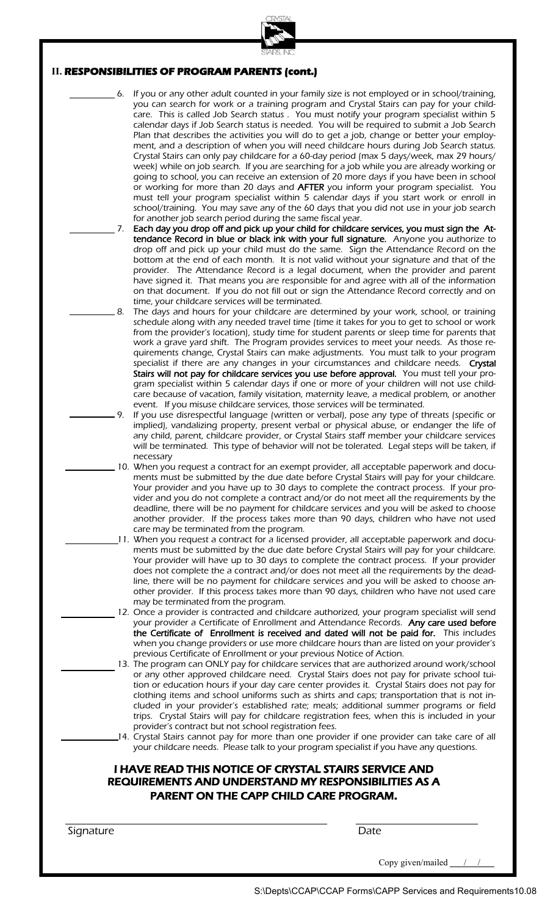## II. RESPONSIBILITIES OF PROGRAM PARENTS (cont.)

_________ 6. If you or any other adult counted in your family size is not employed or in school/training, you can search for work or a training program and Crystal Stairs can pay for your childcare. This is called Job Search status . You must notify your program specialist within 5 calendar days if Job Search status is needed. You will be required to submit a Job Search Plan that describes the activities you will do to get a job, change or better your employment, and a description of when you will need childcare hours during Job Search status. Crystal Stairs can only pay childcare for a 60-day period (max 5 days/week, max 29 hours/week) while on job search. If you are searching for a job while you are already working or going to school, you can receive an extension of 20 more days if you have been in school or working for more than 20 days and **AFTER** you inform your program specialist. You must tell your program specialist within 5 calendar days if you start work or enroll in school/training. You may save any of the 60 days that you did not use in your job search for another job search period during the same fiscal year.

_________ 7. **Each day you drop off and pick up your child for childcare services, you must sign the Attendance Record in blue or black ink with your full signature.** Anyone you authorize to drop off and pick up your child must do the same. Sign the Attendance Record on the bottom at the end of each month. It is not valid without your signature and that of the provider. The Attendance Record is a legal document, when the provider and parent have signed it. That means you are responsible for and agree with all of the information on that document. If you do not fill out or sign the Attendance Record correctly and on time, your childcare services will be terminated.

_________ 8. The days and hours for your childcare are determined by your work, school, or training schedule along with any needed travel time (time it takes for you to get to school or work from the provider's location), study time for student parents or sleep time for parents that work a grave yard shift. The Program provides services to meet your needs. As those requirements change, Crystal Stairs can make adjustments. You must talk to your program specialist if there are any changes in your circumstances and childcare needs. **Crystal Stairs will not pay for childcare services you use before approval.** You must tell your program specialist within 5 calendar days if one or more of your children will not use childcare because of vacation, family visitation, maternity leave, a medical problem, or another event. If you misuse childcare services, those services will be terminated.

_________ 9. If you use disrespectful language (written or verbal), pose any type of threats (specific or implied), vandalizing property, present verbal or physical abuse, or endanger the life of any child, parent, childcare provider, or Crystal Stairs staff member your childcare services will be terminated. This type of behavior will not be tolerated. Legal steps will be taken, if necessary

_________ 10. When you request a contract for an exempt provider, all acceptable paperwork and documents must be submitted by the due date before Crystal Stairs will pay for your childcare. Your provider and you have up to 30 days to complete the contract process. If your provider and you do not complete a contract and/or do not meet all the requirements by the deadline, there will be no payment for childcare services and you will be asked to choose another provider. If the process takes more than 90 days, children who have not used care may be terminated from the program.

_________ 11. When you request a contract for a licensed provider, all acceptable paperwork and documents must be submitted by the due date before Crystal Stairs will pay for your childcare. Your provider will have up to 30 days to complete the contract process. If your provider does not complete the a contract and/or does not meet all the requirements by the deadline, there will be no payment for childcare services and you will be asked to choose another provider. If this process takes more than 90 days, children who have not used care may be terminated from the program.

_________ 12. Once a provider is contracted and childcare authorized, your program specialist will send your provider a Certificate of Enrollment and Attendance Records. **Any care used before the Certificate of Enrollment is received and dated will not be paid for.** This includes when you change providers or use more childcare hours than are listed on your provider's previous Certificate of Enrollment or your previous Notice of Action.

_________ 13. The program can ONLY pay for childcare services that are authorized around work/school or any other approved childcare need. Crystal Stairs does not pay for private school tuition or education hours if your day care center provides it. Crystal Stairs does not pay for clothing items and school uniforms such as shirts and caps; transportation that is not included in your provider's established rate; meals; additional summer programs or field trips. Crystal Stairs will pay for childcare registration fees, when this is included in your provider's contract but not school registration fees.

_________ 14. Crystal Stairs cannot pay for more than one provider if one provider can take care of all your childcare needs. Please talk to your program specialist if you have any questions.

**I HAVE READ THIS NOTICE OF CRYSTAL STAIRS SERVICE AND REQUIREMENTS AND UNDERSTAND MY RESPONSIBILITIES AS A PARENT ON THE CAPP CHILD CARE PROGRAM.**

Signature ______________________________ Date ______________

Copy given/mailed ___/___/___

S:\Depts\CCAP\CCAP Forms\CAPP Services and Requirements10.08